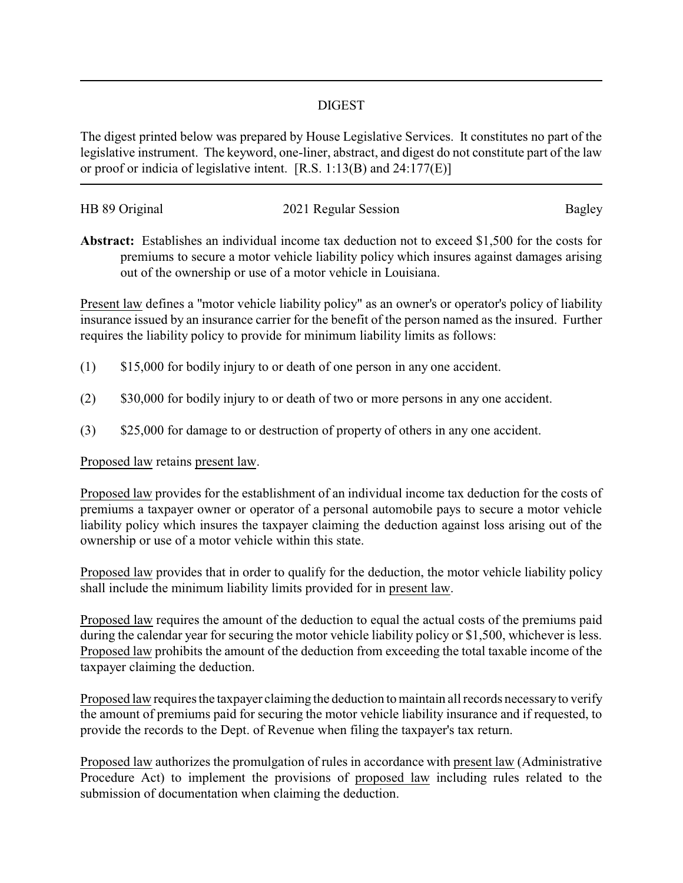# DIGEST

The digest printed below was prepared by House Legislative Services. It constitutes no part of the legislative instrument. The keyword, one-liner, abstract, and digest do not constitute part of the law or proof or indicia of legislative intent. [R.S. 1:13(B) and 24:177(E)]

HB 89 Original 2021 Regular Session Bagley

**Abstract:** Establishes an individual income tax deduction not to exceed $1,500 for the costs for premiums to secure a motor vehicle liability policy which insures against damages arising out of the ownership or use of a motor vehicle in Louisiana.

Present law defines a "motor vehicle liability policy" as an owner's or operator's policy of liability insurance issued by an insurance carrier for the benefit of the person named as the insured. Further requires the liability policy to provide for minimum liability limits as follows:

(1) $15,000 for bodily injury to or death of one person in any one accident.

(2) $30,000 for bodily injury to or death of two or more persons in any one accident.

(3) $25,000 for damage to or destruction of property of others in any one accident.

Proposed law retains present law.

Proposed law provides for the establishment of an individual income tax deduction for the costs of premiums a taxpayer owner or operator of a personal automobile pays to secure a motor vehicle liability policy which insures the taxpayer claiming the deduction against loss arising out of the ownership or use of a motor vehicle within this state.

Proposed law provides that in order to qualify for the deduction, the motor vehicle liability policy shall include the minimum liability limits provided for in present law.

Proposed law requires the amount of the deduction to equal the actual costs of the premiums paid during the calendar year for securing the motor vehicle liability policy or $1,500, whichever is less. Proposed law prohibits the amount of the deduction from exceeding the total taxable income of the taxpayer claiming the deduction.

Proposed law requires the taxpayer claiming the deduction to maintain all records necessary to verify the amount of premiums paid for securing the motor vehicle liability insurance and if requested, to provide the records to the Dept. of Revenue when filing the taxpayer's tax return.

Proposed law authorizes the promulgation of rules in accordance with present law (Administrative Procedure Act) to implement the provisions of proposed law including rules related to the submission of documentation when claiming the deduction.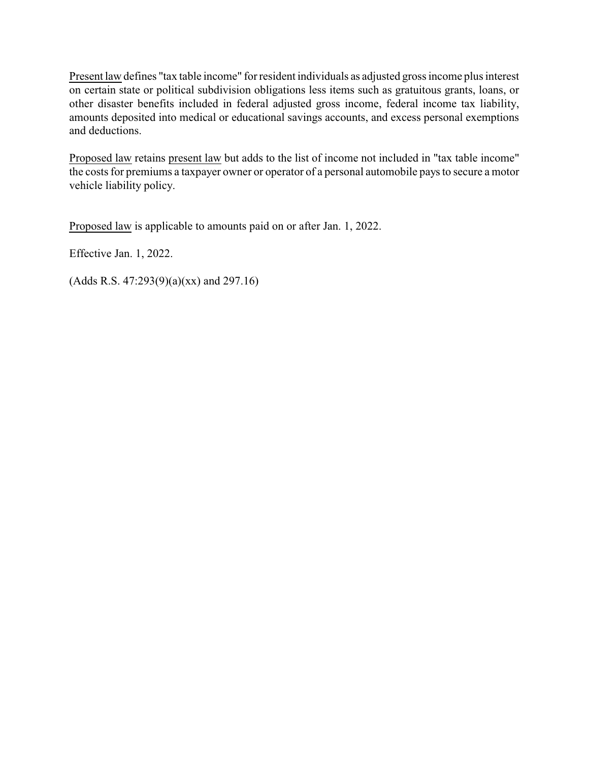Present law defines "tax table income" for resident individuals as adjusted gross income plus interest on certain state or political subdivision obligations less items such as gratuitous grants, loans, or other disaster benefits included in federal adjusted gross income, federal income tax liability, amounts deposited into medical or educational savings accounts, and excess personal exemptions and deductions.

Proposed law retains present law but adds to the list of income not included in "tax table income" the costs for premiums a taxpayer owner or operator of a personal automobile pays to secure a motor vehicle liability policy.

Proposed law is applicable to amounts paid on or after Jan. 1, 2022.

Effective Jan. 1, 2022.

(Adds R.S. 47:293(9)(a)(xx) and 297.16)